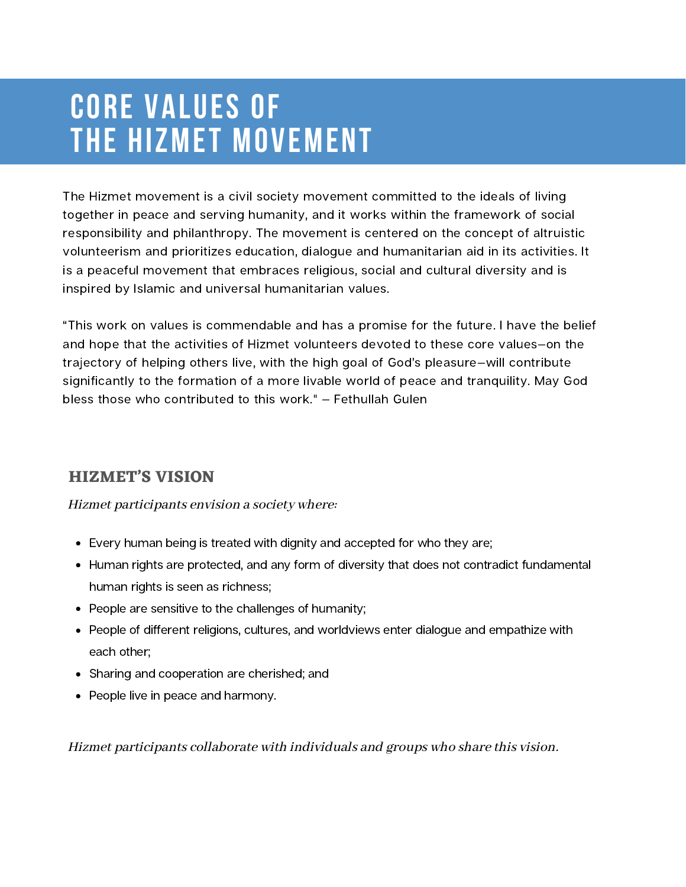# CORE VALUES OF THE HIZMET MOVEMENT

The Hizmet movement is a civil society movement committed to the ideals of living together in peace and serving humanity, and it works within the framework of social responsibility and philanthropy. The movement is centered on the concept of altruistic volunteerism and prioritizes education, dialogue and humanitarian aid in its activities. It is a peaceful movement that embraces religious, social and cultural diversity and is inspired by Islamic and universal humanitarian values.

"This work on values is commendable and has a promise for the future. I have the belief and hope that the activities of Hizmet volunteers devoted to these core values—on the trajectory of helping others live, with the high goal of God's pleasure—will contribute significantly to the formation of a more livable world of peace and tranquility. May God bless those who contributed to this work." – Fethullah Gulen

## HIZMET'S VISION

*Hizmet participants envision a society where:*

- Every human being is treated with dignity and accepted for who they are;
- Human rights are protected, and any form of diversity that does not contradict fundamental human rights is seen as richness;
- People are sensitive to the challenges of humanity;
- People of different religions, cultures, and worldviews enter dialogue and empathize with each other;
- Sharing and cooperation are cherished; and
- People live in peace and harmony.

*Hizmet participants collaborate with individuals and groups who share this vision.*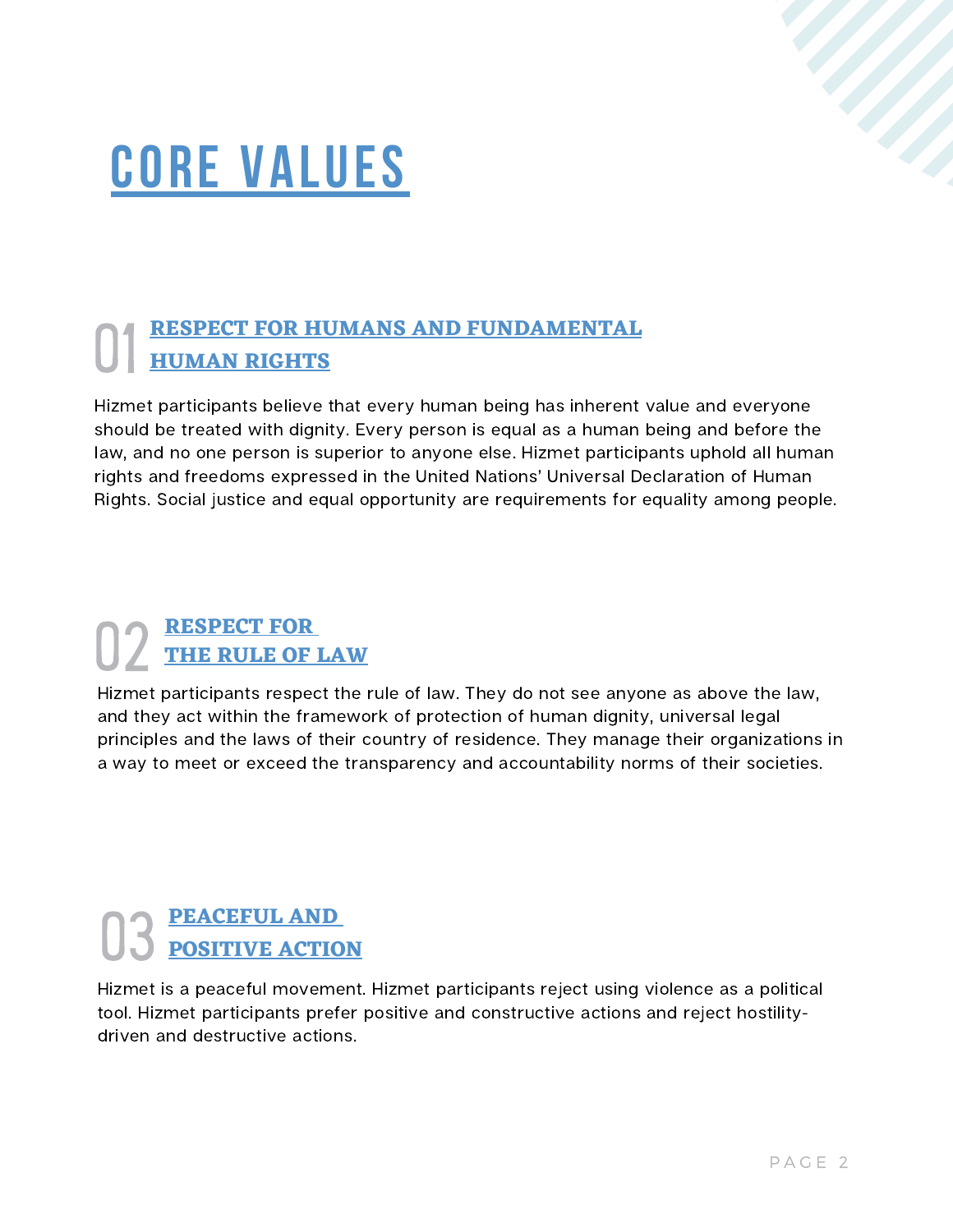# CORE VALUES

## 01 RESPECT FOR HUMANS AND FUNDAMENTAL HUMAN RIGHTS

Hizmet participants believe that every human being has inherent value and everyone should be treated with dignity. Every person is equal as a human being and before the law, and no one person is superior to anyone else. Hizmet participants uphold all human rights and freedoms expressed in the United Nations' Universal Declaration of Human Rights. Social justice and equal opportunity are requirements for equality among people.

## 02 RESPECT FOR THE RULE OF LAW

Hizmet participants respect the rule of law. They do not see anyone as above the law, and they act within the framework of protection of human dignity, universal legal principles and the laws of their country of residence. They manage their organizations in a way to meet or exceed the transparency and accountability norms of their societies.

## 03 PEACEFUL AND POSITIVE ACTION

Hizmet is a peaceful movement. Hizmet participants reject using violence as a political tool. Hizmet participants prefer positive and constructive actions and reject hostility-driven and destructive actions.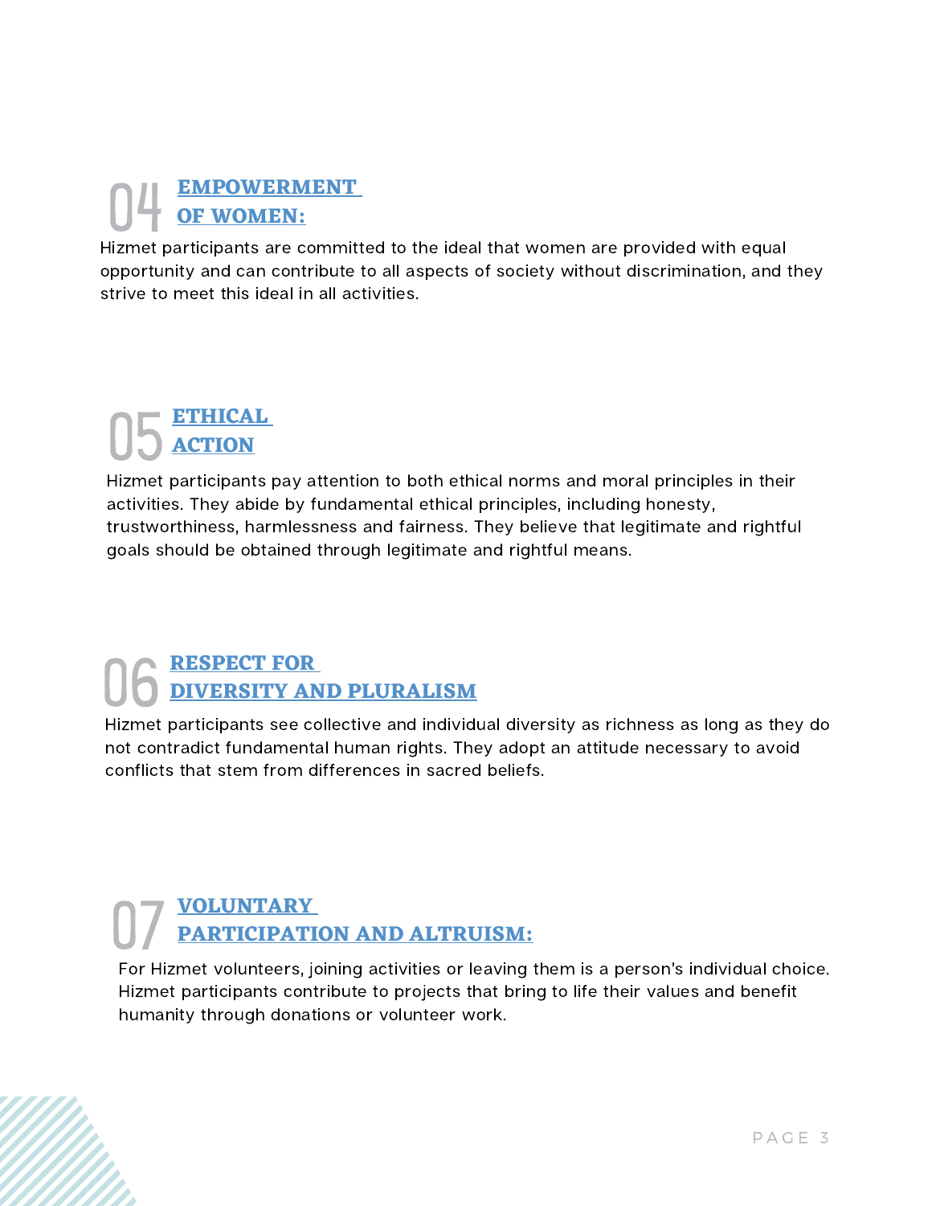## 04 EMPOWERMENT OF WOMEN:

Hizmet participants are committed to the ideal that women are provided with equal opportunity and can contribute to all aspects of society without discrimination, and they strive to meet this ideal in all activities.

## 05 ETHICAL ACTION

Hizmet participants pay attention to both ethical norms and moral principles in their activities. They abide by fundamental ethical principles, including honesty, trustworthiness, harmlessness and fairness. They believe that legitimate and rightful goals should be obtained through legitimate and rightful means.

## 06 RESPECT FOR DIVERSITY AND PLURALISM

Hizmet participants see collective and individual diversity as richness as long as they do not contradict fundamental human rights. They adopt an attitude necessary to avoid conflicts that stem from differences in sacred beliefs.

## 07 VOLUNTARY PARTICIPATION AND ALTRUISM:

For Hizmet volunteers, joining activities or leaving them is a person's individual choice. Hizmet participants contribute to projects that bring to life their values and benefit humanity through donations or volunteer work.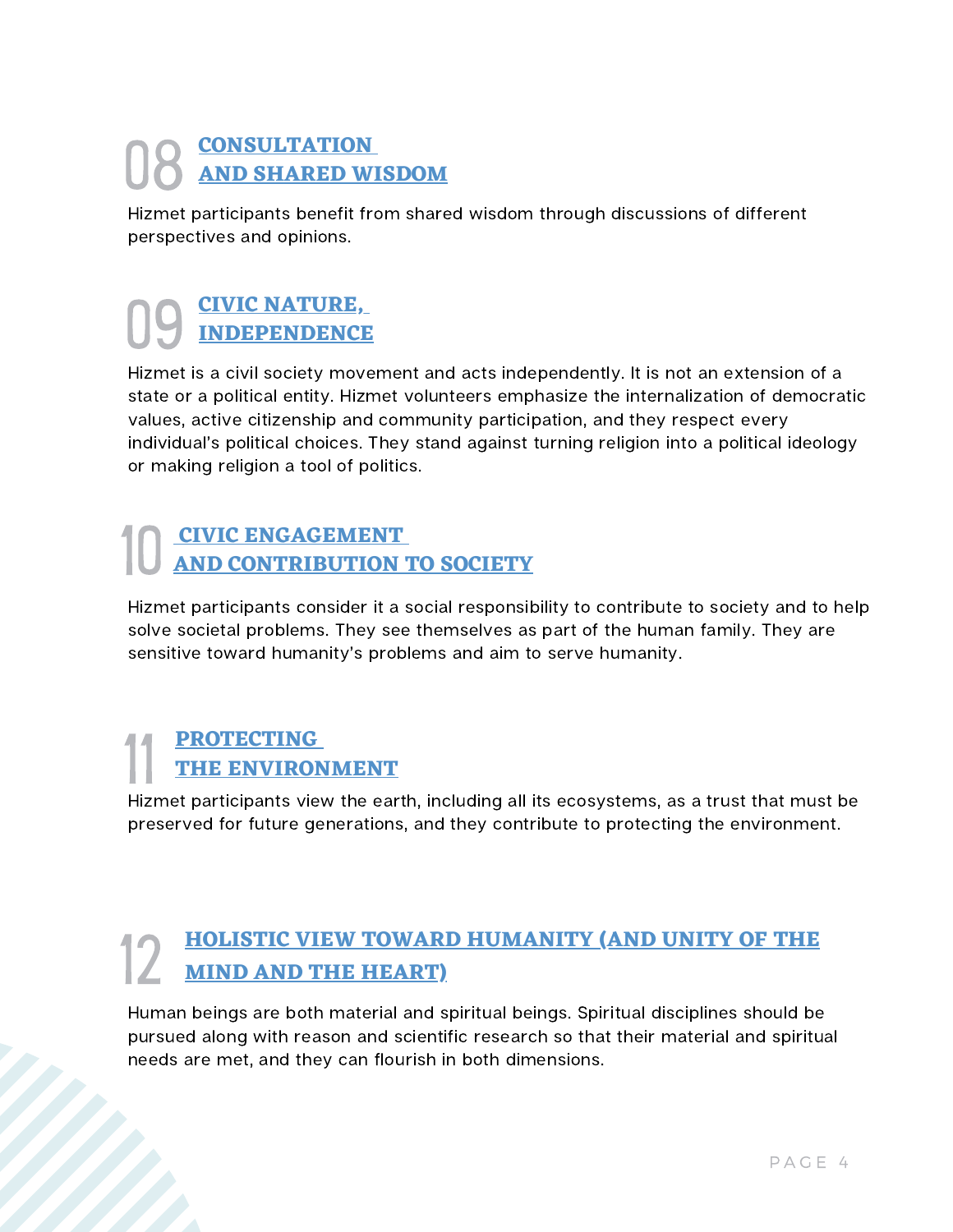## 08 CONSULTATION AND SHARED WISDOM

Hizmet participants benefit from shared wisdom through discussions of different perspectives and opinions.

## 09 CIVIC NATURE, INDEPENDENCE

Hizmet is a civil society movement and acts independently. It is not an extension of a state or a political entity. Hizmet volunteers emphasize the internalization of democratic values, active citizenship and community participation, and they respect every individual's political choices. They stand against turning religion into a political ideology or making religion a tool of politics.

## 10 CIVIC ENGAGEMENT AND CONTRIBUTION TO SOCIETY

Hizmet participants consider it a social responsibility to contribute to society and to help solve societal problems. They see themselves as part of the human family. They are sensitive toward humanity's problems and aim to serve humanity.

## 11 PROTECTING THE ENVIRONMENT

Hizmet participants view the earth, including all its ecosystems, as a trust that must be preserved for future generations, and they contribute to protecting the environment.

## 12 HOLISTIC VIEW TOWARD HUMANITY (AND UNITY OF THE MIND AND THE HEART)

Human beings are both material and spiritual beings. Spiritual disciplines should be pursued along with reason and scientific research so that their material and spiritual needs are met, and they can flourish in both dimensions.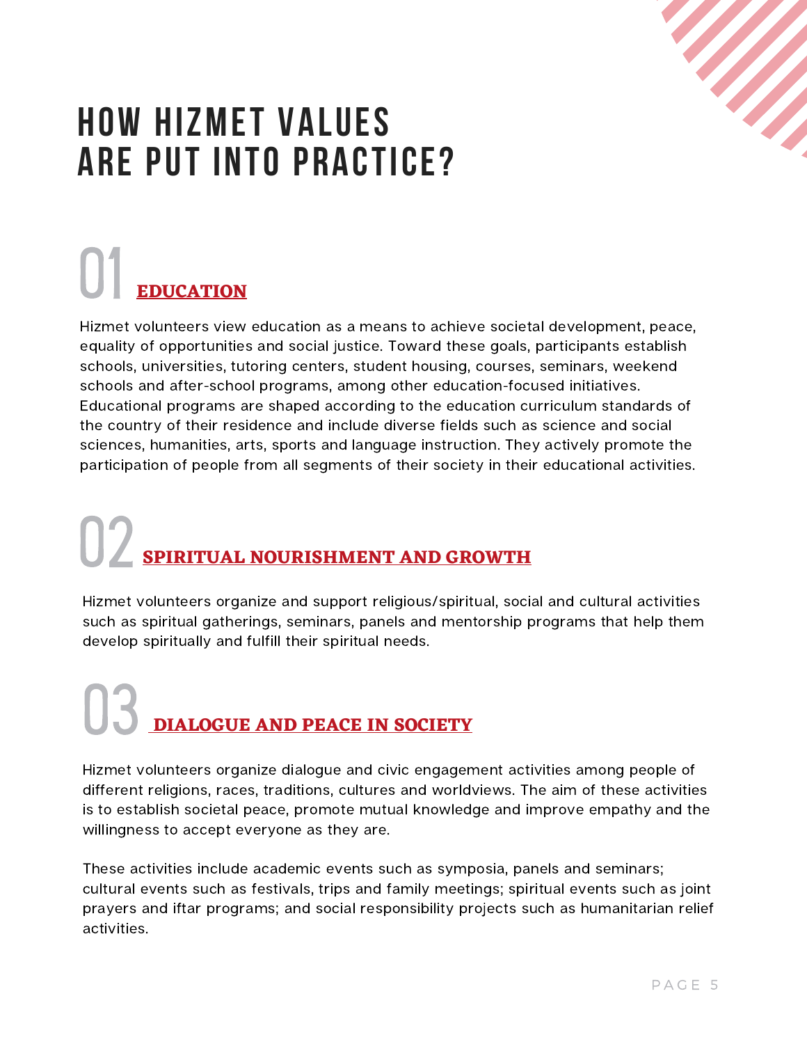# HOW HIZMET VALUES ARE PUT INTO PRACTICE?

## 01 EDUCATION

Hizmet volunteers view education as a means to achieve societal development, peace, equality of opportunities and social justice. Toward these goals, participants establish schools, universities, tutoring centers, student housing, courses, seminars, weekend schools and after-school programs, among other education-focused initiatives. Educational programs are shaped according to the education curriculum standards of the country of their residence and include diverse fields such as science and social sciences, humanities, arts, sports and language instruction. They actively promote the participation of people from all segments of their society in their educational activities.

## 02 SPIRITUAL NOURISHMENT AND GROWTH

Hizmet volunteers organize and support religious/spiritual, social and cultural activities such as spiritual gatherings, seminars, panels and mentorship programs that help them develop spiritually and fulfill their spiritual needs.

## 03 DIALOGUE AND PEACE IN SOCIETY

Hizmet volunteers organize dialogue and civic engagement activities among people of different religions, races, traditions, cultures and worldviews. The aim of these activities is to establish societal peace, promote mutual knowledge and improve empathy and the willingness to accept everyone as they are.

These activities include academic events such as symposia, panels and seminars; cultural events such as festivals, trips and family meetings; spiritual events such as joint prayers and iftar programs; and social responsibility projects such as humanitarian relief activities.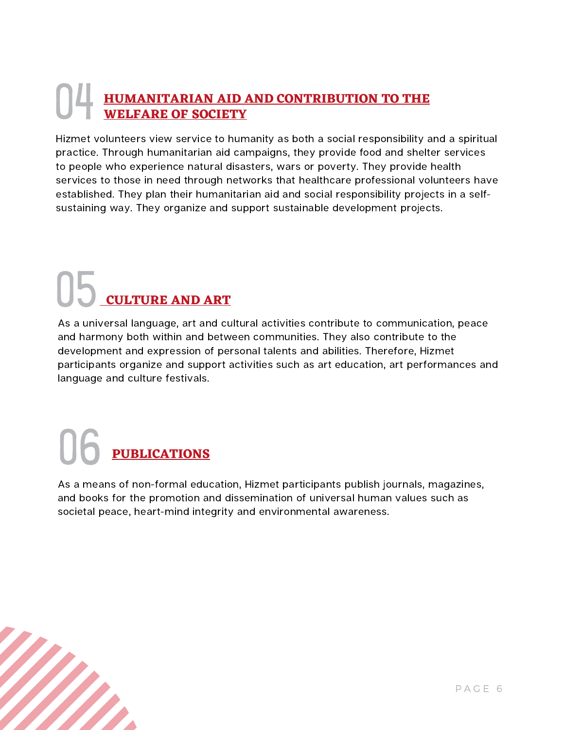## 04 HUMANITARIAN AID AND CONTRIBUTION TO THE WELFARE OF SOCIETY

Hizmet volunteers view service to humanity as both a social responsibility and a spiritual practice. Through humanitarian aid campaigns, they provide food and shelter services to people who experience natural disasters, wars or poverty. They provide health services to those in need through networks that healthcare professional volunteers have established. They plan their humanitarian aid and social responsibility projects in a self-sustaining way. They organize and support sustainable development projects.

## 05 CULTURE AND ART

As a universal language, art and cultural activities contribute to communication, peace and harmony both within and between communities. They also contribute to the development and expression of personal talents and abilities. Therefore, Hizmet participants organize and support activities such as art education, art performances and language and culture festivals.

## 06 PUBLICATIONS

As a means of non-formal education, Hizmet participants publish journals, magazines, and books for the promotion and dissemination of universal human values such as societal peace, heart-mind integrity and environmental awareness.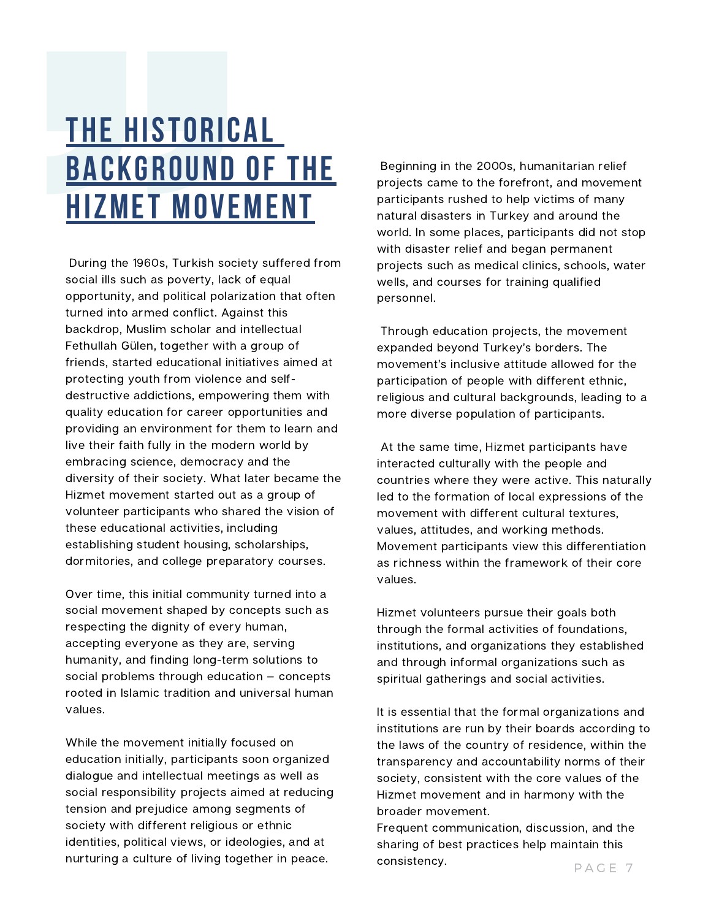# THE HISTORICAL BACKGROUND OF THE HIZMET MOVEMENT

During the 1960s, Turkish society suffered from social ills such as poverty, lack of equal opportunity, and political polarization that often turned into armed conflict. Against this backdrop, Muslim scholar and intellectual Fethullah Gülen, together with a group of friends, started educational initiatives aimed at protecting youth from violence and self-destructive addictions, empowering them with quality education for career opportunities and providing an environment for them to learn and live their faith fully in the modern world by embracing science, democracy and the diversity of their society. What later became the Hizmet movement started out as a group of volunteer participants who shared the vision of these educational activities, including establishing student housing, scholarships, dormitories, and college preparatory courses.

Over time, this initial community turned into a social movement shaped by concepts such as respecting the dignity of every human, accepting everyone as they are, serving humanity, and finding long-term solutions to social problems through education – concepts rooted in Islamic tradition and universal human values.

While the movement initially focused on education initially, participants soon organized dialogue and intellectual meetings as well as social responsibility projects aimed at reducing tension and prejudice among segments of society with different religious or ethnic identities, political views, or ideologies, and at nurturing a culture of living together in peace.

Beginning in the 2000s, humanitarian relief projects came to the forefront, and movement participants rushed to help victims of many natural disasters in Turkey and around the world. In some places, participants did not stop with disaster relief and began permanent projects such as medical clinics, schools, water wells, and courses for training qualified personnel.

Through education projects, the movement expanded beyond Turkey's borders. The movement's inclusive attitude allowed for the participation of people with different ethnic, religious and cultural backgrounds, leading to a more diverse population of participants.

At the same time, Hizmet participants have interacted culturally with the people and countries where they were active. This naturally led to the formation of local expressions of the movement with different cultural textures, values, attitudes, and working methods. Movement participants view this differentiation as richness within the framework of their core values.

Hizmet volunteers pursue their goals both through the formal activities of foundations, institutions, and organizations they established and through informal organizations such as spiritual gatherings and social activities.

It is essential that the formal organizations and institutions are run by their boards according to the laws of the country of residence, within the transparency and accountability norms of their society, consistent with the core values of the Hizmet movement and in harmony with the broader movement.
Frequent communication, discussion, and the sharing of best practices help maintain this consistency.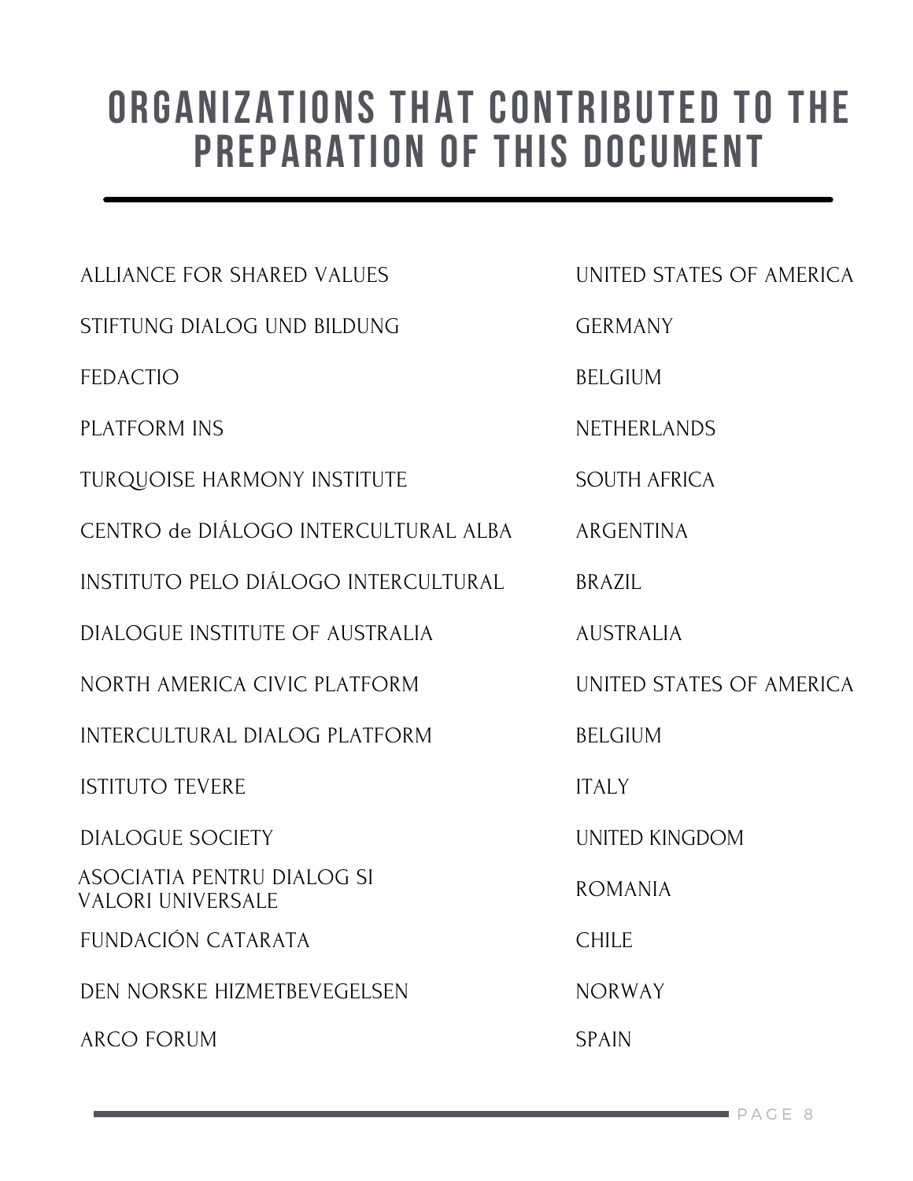# ORGANIZATIONS THAT CONTRIBUTED TO THE PREPARATION OF THIS DOCUMENT

| | |
|---|---|
| ALLIANCE FOR SHARED VALUES | UNITED STATES OF AMERICA |
| STIFTUNG DIALOG UND BILDUNG | GERMANY |
| FEDACTIO | BELGIUM |
| PLATFORM INS | NETHERLANDS |
| TURQUOISE HARMONY INSTITUTE | SOUTH AFRICA |
| CENTRO de DIÁLOGO INTERCULTURAL ALBA | ARGENTINA |
| INSTITUTO PELO DIÁLOGO INTERCULTURAL | BRAZIL |
| DIALOGUE INSTITUTE OF AUSTRALIA | AUSTRALIA |
| NORTH AMERICA CIVIC PLATFORM | UNITED STATES OF AMERICA |
| INTERCULTURAL DIALOG PLATFORM | BELGIUM |
| ISTITUTO TEVERE | ITALY |
| DIALOGUE SOCIETY | UNITED KINGDOM |
| ASOCIATIA PENTRU DIALOG SI VALORI UNIVERSALE | ROMANIA |
| FUNDACIÓN CATARATA | CHILE |
| DEN NORSKE HIZMETBEVEGELSEN | NORWAY |
| ARCO FORUM | SPAIN |